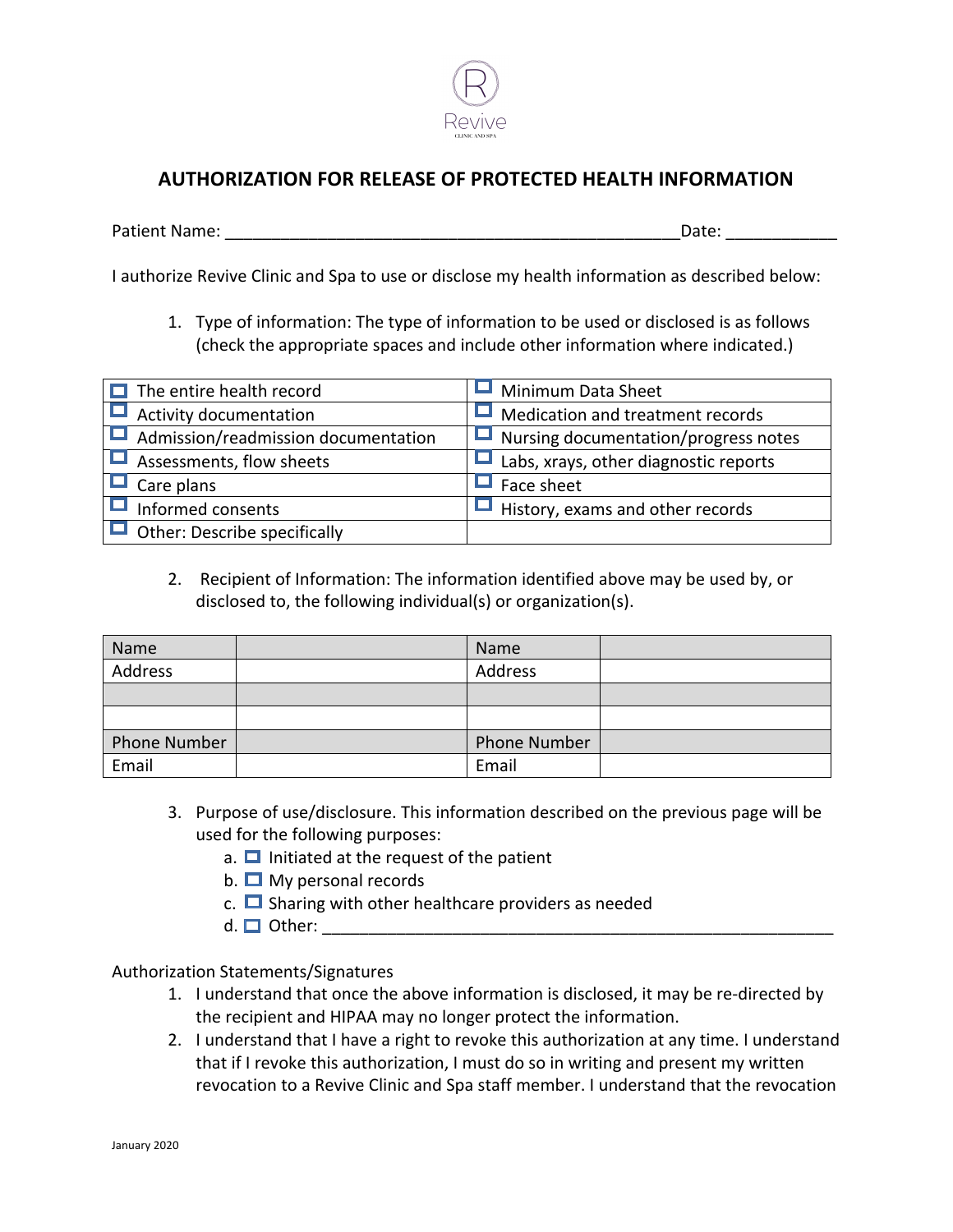Revive

CLINIC AND SPA

# AUTHORIZATION FOR RELEASE OF PROTECTED HEALTH INFORMATION

Patient Name: ________________________________________________Date: ___________

I authorize Revive Clinic and Spa to use or disclose my health information as described below:

1. Type of information: The type of information to be used or disclosed is as follows (check the appropriate spaces and include other information where indicated.)

| | |
|---|---|
| ☐ The entire health record | ☐ Minimum Data Sheet |
| ☐ Activity documentation | ☐ Medication and treatment records |
| ☐ Admission/readmission documentation | ☐ Nursing documentation/progress notes |
| ☐ Assessments, flow sheets | ☐ Labs, xrays, other diagnostic reports |
| ☐ Care plans | ☐ Face sheet |
| ☐ Informed consents | ☐ History, exams and other records |
| ☐ Other: Describe specifically | |

2. Recipient of Information: The information identified above may be used by, or disclosed to, the following individual(s) or organization(s).

| Name | | Name | |
|---|---|---|---|
| Address | | Address | |
| | | | |
| | | | |
| Phone Number | | Phone Number | |
| Email | | Email | |

3. Purpose of use/disclosure. This information described on the previous page will be used for the following purposes:
   a. ☐ Initiated at the request of the patient
   b. ☐ My personal records
   c. ☐ Sharing with other healthcare providers as needed
   d. ☐ Other: ________________________________________________________

Authorization Statements/Signatures

1. I understand that once the above information is disclosed, it may be re-directed by the recipient and HIPAA may no longer protect the information.
2. I understand that I have a right to revoke this authorization at any time. I understand that if I revoke this authorization, I must do so in writing and present my written revocation to a Revive Clinic and Spa staff member. I understand that the revocation

January 2020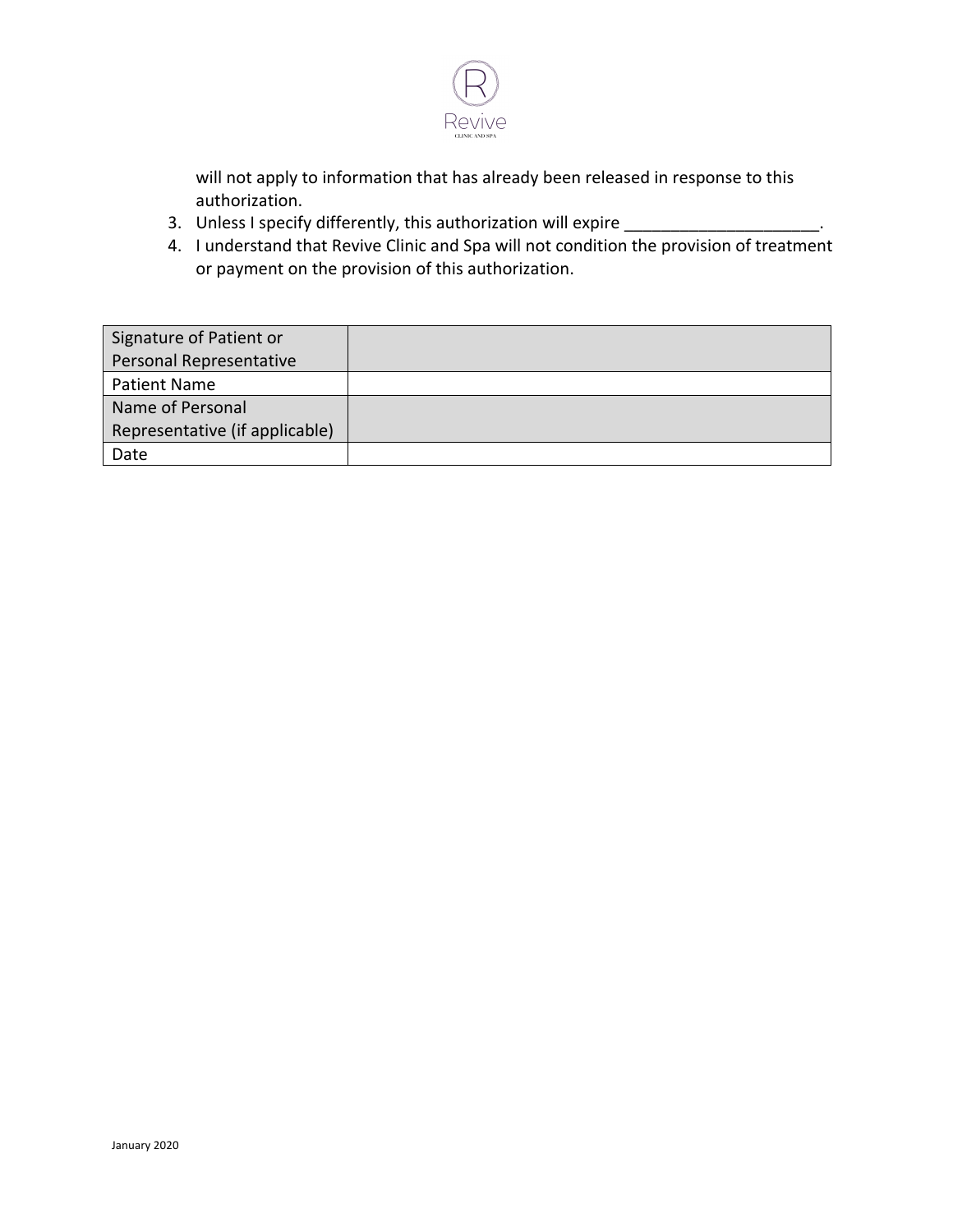will not apply to information that has already been released in response to this authorization.

3. Unless I specify differently, this authorization will expire _____________________.
4. I understand that Revive Clinic and Spa will not condition the provision of treatment or payment on the provision of this authorization.

| | |
|---|---|
| Signature of Patient or Personal Representative | |
| Patient Name | |
| Name of Personal Representative (if applicable) | |
| Date | |

January 2020